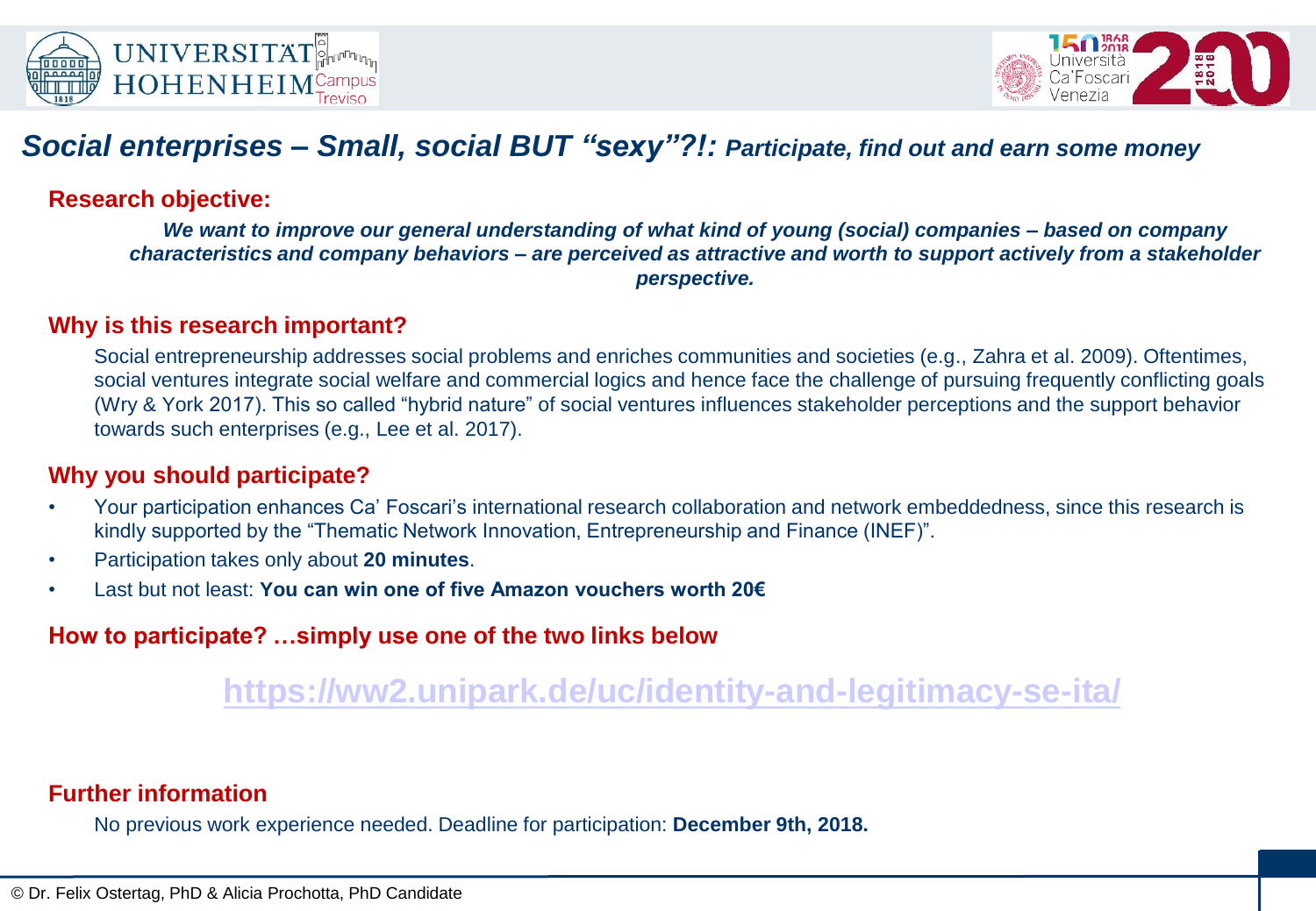# *Social enterprises – Small, social BUT "sexy"?!: Participate, find out and earn some money*

## Research objective:

***We want to improve our general understanding of what kind of young (social) companies – based on company characteristics and company behaviors – are perceived as attractive and worth to support actively from a stakeholder perspective.***

## Why is this research important?

Social entrepreneurship addresses social problems and enriches communities and societies (e.g., Zahra et al. 2009). Oftentimes, social ventures integrate social welfare and commercial logics and hence face the challenge of pursuing frequently conflicting goals (Wry & York 2017). This so called "hybrid nature" of social ventures influences stakeholder perceptions and the support behavior towards such enterprises (e.g., Lee et al. 2017).

## Why you should participate?

- Your participation enhances Ca' Foscari's international research collaboration and network embeddedness, since this research is kindly supported by the "Thematic Network Innovation, Entrepreneurship and Finance (INEF)".
- Participation takes only about **20 minutes**.
- Last but not least: **You can win one of five Amazon vouchers worth 20€**

## How to participate? …simply use one of the two links below

**https://ww2.unipark.de/uc/identity-and-legitimacy-se-ita/**

## Further information

No previous work experience needed. Deadline for participation: **December 9th, 2018.**

© Dr. Felix Ostertag, PhD & Alicia Prochotta, PhD Candidate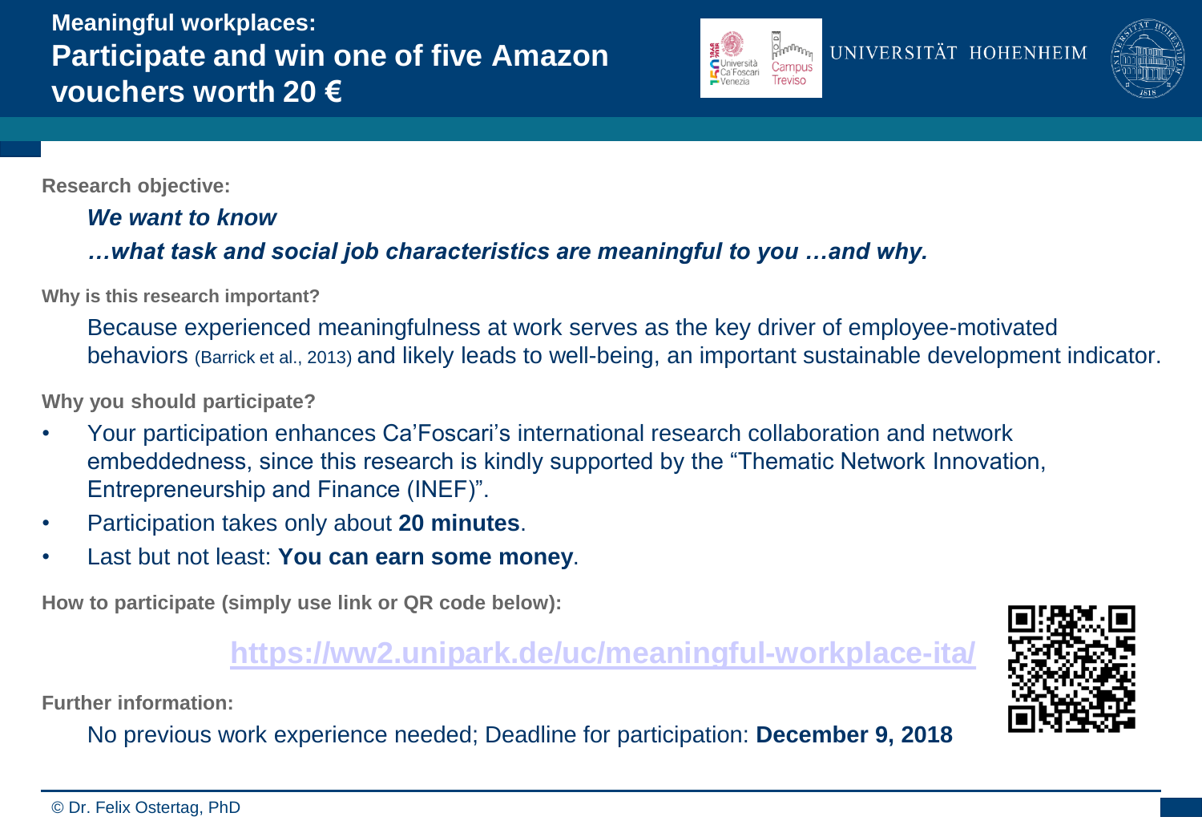# Meaningful workplaces:
## Participate and win one of five Amazon vouchers worth 20 €

**Research objective:**

***We want to know***

***…what task and social job characteristics are meaningful to you …and why.***

**Why is this research important?**

Because experienced meaningfulness at work serves as the key driver of employee-motivated behaviors (Barrick et al., 2013) and likely leads to well-being, an important sustainable development indicator.

**Why you should participate?**

- Your participation enhances Ca'Foscari's international research collaboration and network embeddedness, since this research is kindly supported by the "Thematic Network Innovation, Entrepreneurship and Finance (INEF)".
- Participation takes only about **20 minutes**.
- Last but not least: **You can earn some money**.

**How to participate (simply use link or QR code below):**

**https://ww2.unipark.de/uc/meaningful-workplace-ita/**

**Further information:**

No previous work experience needed; Deadline for participation: **December 9, 2018**

© Dr. Felix Ostertag, PhD